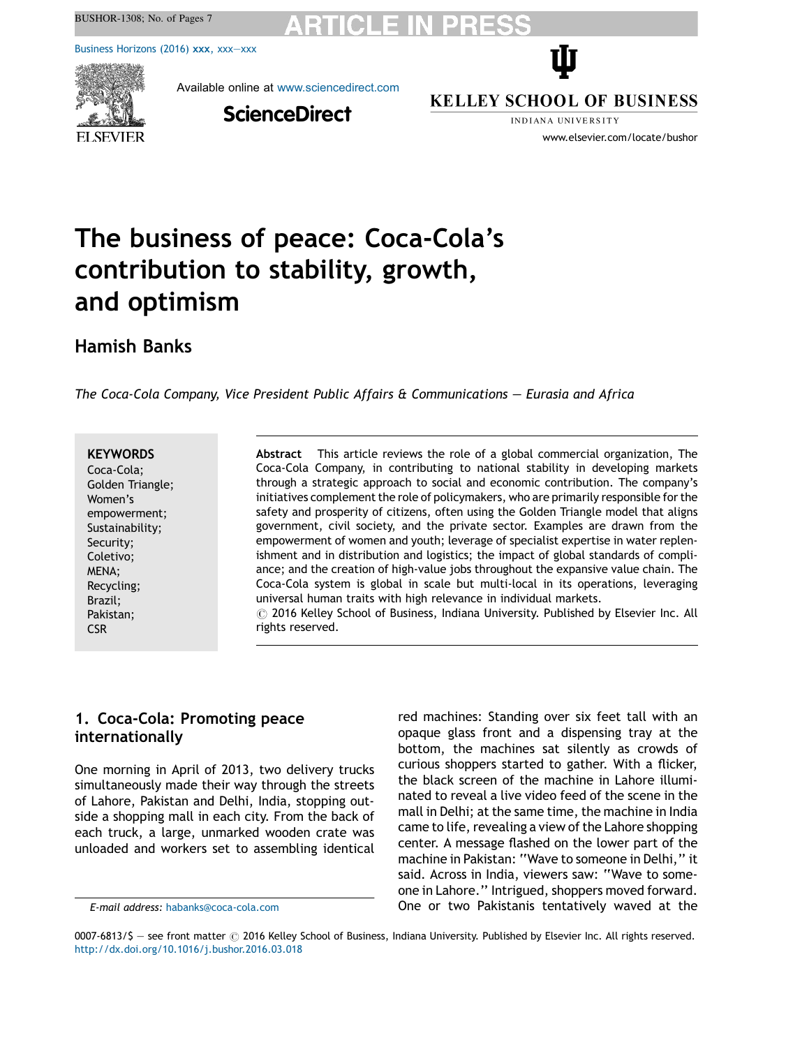# The business of peace: Coca-Cola's contribution to stability, growth, and optimism

## Hamish Banks

*The Coca-Cola Company, Vice President Public Affairs & Communications — Eurasia and Africa*

**KEYWORDS**
Coca-Cola;
Golden Triangle;
Women's empowerment;
Sustainability;
Security;
Coletivo;
MENA;
Recycling;
Brazil;
Pakistan;
CSR

**Abstract** This article reviews the role of a global commercial organization, The Coca-Cola Company, in contributing to national stability in developing markets through a strategic approach to social and economic contribution. The company's initiatives complement the role of policymakers, who are primarily responsible for the safety and prosperity of citizens, often using the Golden Triangle model that aligns government, civil society, and the private sector. Examples are drawn from the empowerment of women and youth; leverage of specialist expertise in water replenishment and in distribution and logistics; the impact of global standards of compliance; and the creation of high-value jobs throughout the expansive value chain. The Coca-Cola system is global in scale but multi-local in its operations, leveraging universal human traits with high relevance in individual markets.
© 2016 Kelley School of Business, Indiana University. Published by Elsevier Inc. All rights reserved.

## 1. Coca-Cola: Promoting peace internationally

One morning in April of 2013, two delivery trucks simultaneously made their way through the streets of Lahore, Pakistan and Delhi, India, stopping outside a shopping mall in each city. From the back of each truck, a large, unmarked wooden crate was unloaded and workers set to assembling identical red machines: Standing over six feet tall with an opaque glass front and a dispensing tray at the bottom, the machines sat silently as crowds of curious shoppers started to gather. With a flicker, the black screen of the machine in Lahore illuminated to reveal a live video feed of the scene in the mall in Delhi; at the same time, the machine in India came to life, revealing a view of the Lahore shopping center. A message flashed on the lower part of the machine in Pakistan: "Wave to someone in Delhi," it said. Across in India, viewers saw: "Wave to someone in Lahore." Intrigued, shoppers moved forward. One or two Pakistanis tentatively waved at the

*E-mail address:* habanks@coca-cola.com

0007-6813/$ — see front matter © 2016 Kelley School of Business, Indiana University. Published by Elsevier Inc. All rights reserved.
http://dx.doi.org/10.1016/j.bushor.2016.03.018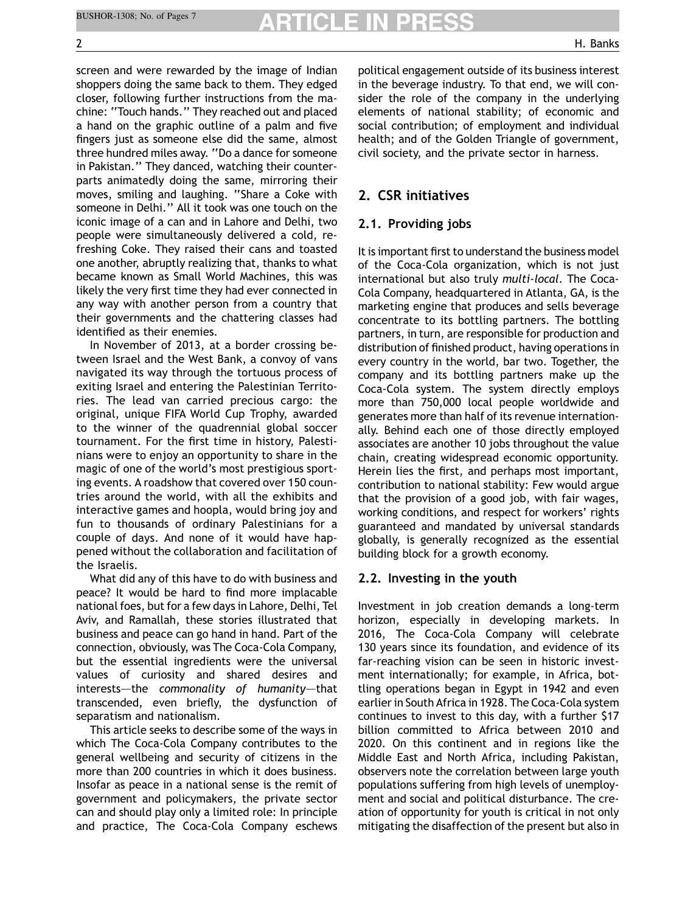screen and were rewarded by the image of Indian shoppers doing the same back to them. They edged closer, following further instructions from the machine: "Touch hands." They reached out and placed a hand on the graphic outline of a palm and five fingers just as someone else did the same, almost three hundred miles away. "Do a dance for someone in Pakistan." They danced, watching their counterparts animatedly doing the same, mirroring their moves, smiling and laughing. "Share a Coke with someone in Delhi." All it took was one touch on the iconic image of a can and in Lahore and Delhi, two people were simultaneously delivered a cold, refreshing Coke. They raised their cans and toasted one another, abruptly realizing that, thanks to what became known as Small World Machines, this was likely the very first time they had ever connected in any way with another person from a country that their governments and the chattering classes had identified as their enemies.

In November of 2013, at a border crossing between Israel and the West Bank, a convoy of vans navigated its way through the tortuous process of exiting Israel and entering the Palestinian Territories. The lead van carried precious cargo: the original, unique FIFA World Cup Trophy, awarded to the winner of the quadrennial global soccer tournament. For the first time in history, Palestinians were to enjoy an opportunity to share in the magic of one of the world's most prestigious sporting events. A roadshow that covered over 150 countries around the world, with all the exhibits and interactive games and hoopla, would bring joy and fun to thousands of ordinary Palestinians for a couple of days. And none of it would have happened without the collaboration and facilitation of the Israelis.

What did any of this have to do with business and peace? It would be hard to find more implacable national foes, but for a few days in Lahore, Delhi, Tel Aviv, and Ramallah, these stories illustrated that business and peace can go hand in hand. Part of the connection, obviously, was The Coca-Cola Company, but the essential ingredients were the universal values of curiosity and shared desires and interests—the *commonality of humanity*—that transcended, even briefly, the dysfunction of separatism and nationalism.

This article seeks to describe some of the ways in which The Coca-Cola Company contributes to the general wellbeing and security of citizens in the more than 200 countries in which it does business. Insofar as peace in a national sense is the remit of government and policymakers, the private sector can and should play only a limited role: In principle and practice, The Coca-Cola Company eschews political engagement outside of its business interest in the beverage industry. To that end, we will consider the role of the company in the underlying elements of national stability; of economic and social contribution; of employment and individual health; and of the Golden Triangle of government, civil society, and the private sector in harness.

## 2. CSR initiatives

### 2.1. Providing jobs

It is important first to understand the business model of the Coca-Cola organization, which is not just international but also truly *multi-local*. The Coca-Cola Company, headquartered in Atlanta, GA, is the marketing engine that produces and sells beverage concentrate to its bottling partners. The bottling partners, in turn, are responsible for production and distribution of finished product, having operations in every country in the world, bar two. Together, the company and its bottling partners make up the Coca-Cola system. The system directly employs more than 750,000 local people worldwide and generates more than half of its revenue internationally. Behind each one of those directly employed associates are another 10 jobs throughout the value chain, creating widespread economic opportunity. Herein lies the first, and perhaps most important, contribution to national stability: Few would argue that the provision of a good job, with fair wages, working conditions, and respect for workers' rights guaranteed and mandated by universal standards globally, is generally recognized as the essential building block for a growth economy.

### 2.2. Investing in the youth

Investment in job creation demands a long-term horizon, especially in developing markets. In 2016, The Coca-Cola Company will celebrate 130 years since its foundation, and evidence of its far-reaching vision can be seen in historic investment internationally; for example, in Africa, bottling operations began in Egypt in 1942 and even earlier in South Africa in 1928. The Coca-Cola system continues to invest to this day, with a further $17 billion committed to Africa between 2010 and 2020. On this continent and in regions like the Middle East and North Africa, including Pakistan, observers note the correlation between large youth populations suffering from high levels of unemployment and social and political disturbance. The creation of opportunity for youth is critical in not only mitigating the disaffection of the present but also in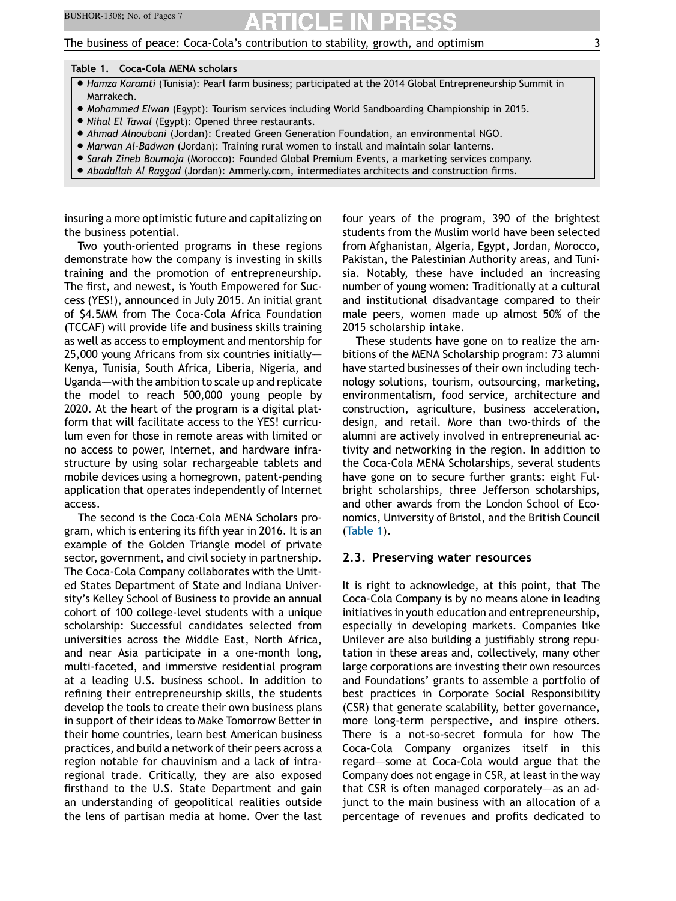**Table 1. Coca-Cola MENA scholars**

- *Hamza Karamti* (Tunisia): Pearl farm business; participated at the 2014 Global Entrepreneurship Summit in Marrakech.
- *Mohammed Elwan* (Egypt): Tourism services including World Sandboarding Championship in 2015.
- *Nihal El Tawal* (Egypt): Opened three restaurants.
- *Ahmad Alnoubani* (Jordan): Created Green Generation Foundation, an environmental NGO.
- *Marwan Al-Badwan* (Jordan): Training rural women to install and maintain solar lanterns.
- *Sarah Zineb Boumoja* (Morocco): Founded Global Premium Events, a marketing services company.
- *Abadallah Al Raggad* (Jordan): Ammerly.com, intermediates architects and construction firms.

insuring a more optimistic future and capitalizing on the business potential.

Two youth-oriented programs in these regions demonstrate how the company is investing in skills training and the promotion of entrepreneurship. The first, and newest, is Youth Empowered for Success (YES!), announced in July 2015. An initial grant of $4.5MM from The Coca-Cola Africa Foundation (TCCAF) will provide life and business skills training as well as access to employment and mentorship for 25,000 young Africans from six countries initially—Kenya, Tunisia, South Africa, Liberia, Nigeria, and Uganda—with the ambition to scale up and replicate the model to reach 500,000 young people by 2020. At the heart of the program is a digital platform that will facilitate access to the YES! curriculum even for those in remote areas with limited or no access to power, Internet, and hardware infrastructure by using solar rechargeable tablets and mobile devices using a homegrown, patent-pending application that operates independently of Internet access.

The second is the Coca-Cola MENA Scholars program, which is entering its fifth year in 2016. It is an example of the Golden Triangle model of private sector, government, and civil society in partnership. The Coca-Cola Company collaborates with the United States Department of State and Indiana University's Kelley School of Business to provide an annual cohort of 100 college-level students with a unique scholarship: Successful candidates selected from universities across the Middle East, North Africa, and near Asia participate in a one-month long, multi-faceted, and immersive residential program at a leading U.S. business school. In addition to refining their entrepreneurship skills, the students develop the tools to create their own business plans in support of their ideas to Make Tomorrow Better in their home countries, learn best American business practices, and build a network of their peers across a region notable for chauvinism and a lack of intra-regional trade. Critically, they are also exposed firsthand to the U.S. State Department and gain an understanding of geopolitical realities outside the lens of partisan media at home. Over the last four years of the program, 390 of the brightest students from the Muslim world have been selected from Afghanistan, Algeria, Egypt, Jordan, Morocco, Pakistan, the Palestinian Authority areas, and Tunisia. Notably, these have included an increasing number of young women: Traditionally at a cultural and institutional disadvantage compared to their male peers, women made up almost 50% of the 2015 scholarship intake.

These students have gone on to realize the ambitions of the MENA Scholarship program: 73 alumni have started businesses of their own including technology solutions, tourism, outsourcing, marketing, environmentalism, food service, architecture and construction, agriculture, business acceleration, design, and retail. More than two-thirds of the alumni are actively involved in entrepreneurial activity and networking in the region. In addition to the Coca-Cola MENA Scholarships, several students have gone on to secure further grants: eight Fulbright scholarships, three Jefferson scholarships, and other awards from the London School of Economics, University of Bristol, and the British Council (Table 1).

## 2.3. Preserving water resources

It is right to acknowledge, at this point, that The Coca-Cola Company is by no means alone in leading initiatives in youth education and entrepreneurship, especially in developing markets. Companies like Unilever are also building a justifiably strong reputation in these areas and, collectively, many other large corporations are investing their own resources and Foundations' grants to assemble a portfolio of best practices in Corporate Social Responsibility (CSR) that generate scalability, better governance, more long-term perspective, and inspire others. There is a not-so-secret formula for how The Coca-Cola Company organizes itself in this regard—some at Coca-Cola would argue that the Company does not engage in CSR, at least in the way that CSR is often managed corporately—as an adjunct to the main business with an allocation of a percentage of revenues and profits dedicated to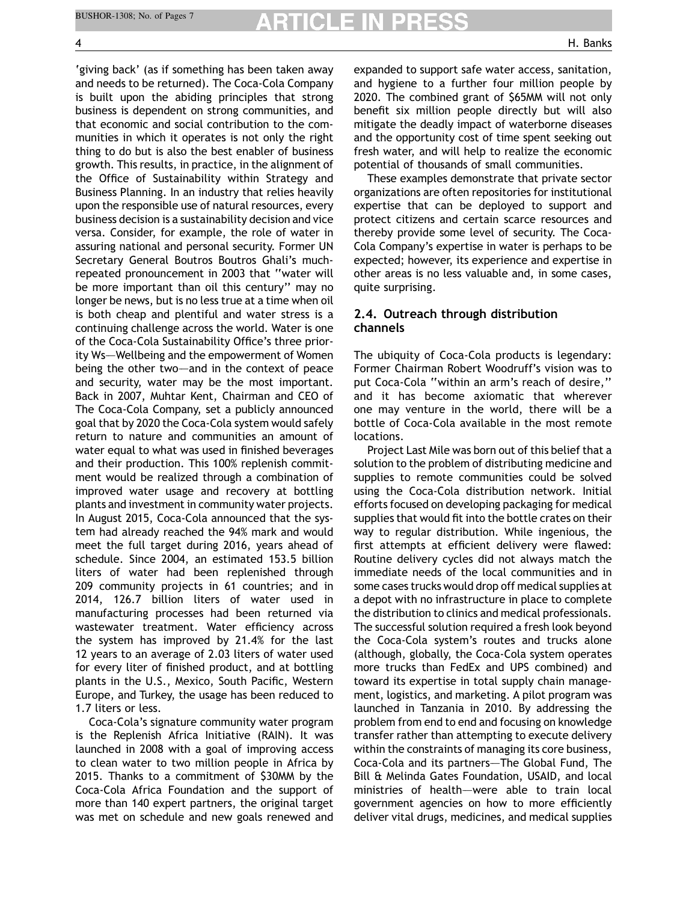'giving back' (as if something has been taken away and needs to be returned). The Coca-Cola Company is built upon the abiding principles that strong business is dependent on strong communities, and that economic and social contribution to the communities in which it operates is not only the right thing to do but is also the best enabler of business growth. This results, in practice, in the alignment of the Office of Sustainability within Strategy and Business Planning. In an industry that relies heavily upon the responsible use of natural resources, every business decision is a sustainability decision and vice versa. Consider, for example, the role of water in assuring national and personal security. Former UN Secretary General Boutros Boutros Ghali's much-repeated pronouncement in 2003 that "water will be more important than oil this century" may no longer be news, but is no less true at a time when oil is both cheap and plentiful and water stress is a continuing challenge across the world. Water is one of the Coca-Cola Sustainability Office's three priority Ws—Wellbeing and the empowerment of Women being the other two—and in the context of peace and security, water may be the most important. Back in 2007, Muhtar Kent, Chairman and CEO of The Coca-Cola Company, set a publicly announced goal that by 2020 the Coca-Cola system would safely return to nature and communities an amount of water equal to what was used in finished beverages and their production. This 100% replenish commitment would be realized through a combination of improved water usage and recovery at bottling plants and investment in community water projects. In August 2015, Coca-Cola announced that the system had already reached the 94% mark and would meet the full target during 2016, years ahead of schedule. Since 2004, an estimated 153.5 billion liters of water had been replenished through 209 community projects in 61 countries; and in 2014, 126.7 billion liters of water used in manufacturing processes had been returned via wastewater treatment. Water efficiency across the system has improved by 21.4% for the last 12 years to an average of 2.03 liters of water used for every liter of finished product, and at bottling plants in the U.S., Mexico, South Pacific, Western Europe, and Turkey, the usage has been reduced to 1.7 liters or less.

Coca-Cola's signature community water program is the Replenish Africa Initiative (RAIN). It was launched in 2008 with a goal of improving access to clean water to two million people in Africa by 2015. Thanks to a commitment of $30MM by the Coca-Cola Africa Foundation and the support of more than 140 expert partners, the original target was met on schedule and new goals renewed and expanded to support safe water access, sanitation, and hygiene to a further four million people by 2020. The combined grant of $65MM will not only benefit six million people directly but will also mitigate the deadly impact of waterborne diseases and the opportunity cost of time spent seeking out fresh water, and will help to realize the economic potential of thousands of small communities.

These examples demonstrate that private sector organizations are often repositories for institutional expertise that can be deployed to support and protect citizens and certain scarce resources and thereby provide some level of security. The Coca-Cola Company's expertise in water is perhaps to be expected; however, its experience and expertise in other areas is no less valuable and, in some cases, quite surprising.

### 2.4. Outreach through distribution channels

The ubiquity of Coca-Cola products is legendary: Former Chairman Robert Woodruff's vision was to put Coca-Cola "within an arm's reach of desire," and it has become axiomatic that wherever one may venture in the world, there will be a bottle of Coca-Cola available in the most remote locations.

Project Last Mile was born out of this belief that a solution to the problem of distributing medicine and supplies to remote communities could be solved using the Coca-Cola distribution network. Initial efforts focused on developing packaging for medical supplies that would fit into the bottle crates on their way to regular distribution. While ingenious, the first attempts at efficient delivery were flawed: Routine delivery cycles did not always match the immediate needs of the local communities and in some cases trucks would drop off medical supplies at a depot with no infrastructure in place to complete the distribution to clinics and medical professionals. The successful solution required a fresh look beyond the Coca-Cola system's routes and trucks alone (although, globally, the Coca-Cola system operates more trucks than FedEx and UPS combined) and toward its expertise in total supply chain management, logistics, and marketing. A pilot program was launched in Tanzania in 2010. By addressing the problem from end to end and focusing on knowledge transfer rather than attempting to execute delivery within the constraints of managing its core business, Coca-Cola and its partners—The Global Fund, The Bill & Melinda Gates Foundation, USAID, and local ministries of health—were able to train local government agencies on how to more efficiently deliver vital drugs, medicines, and medical supplies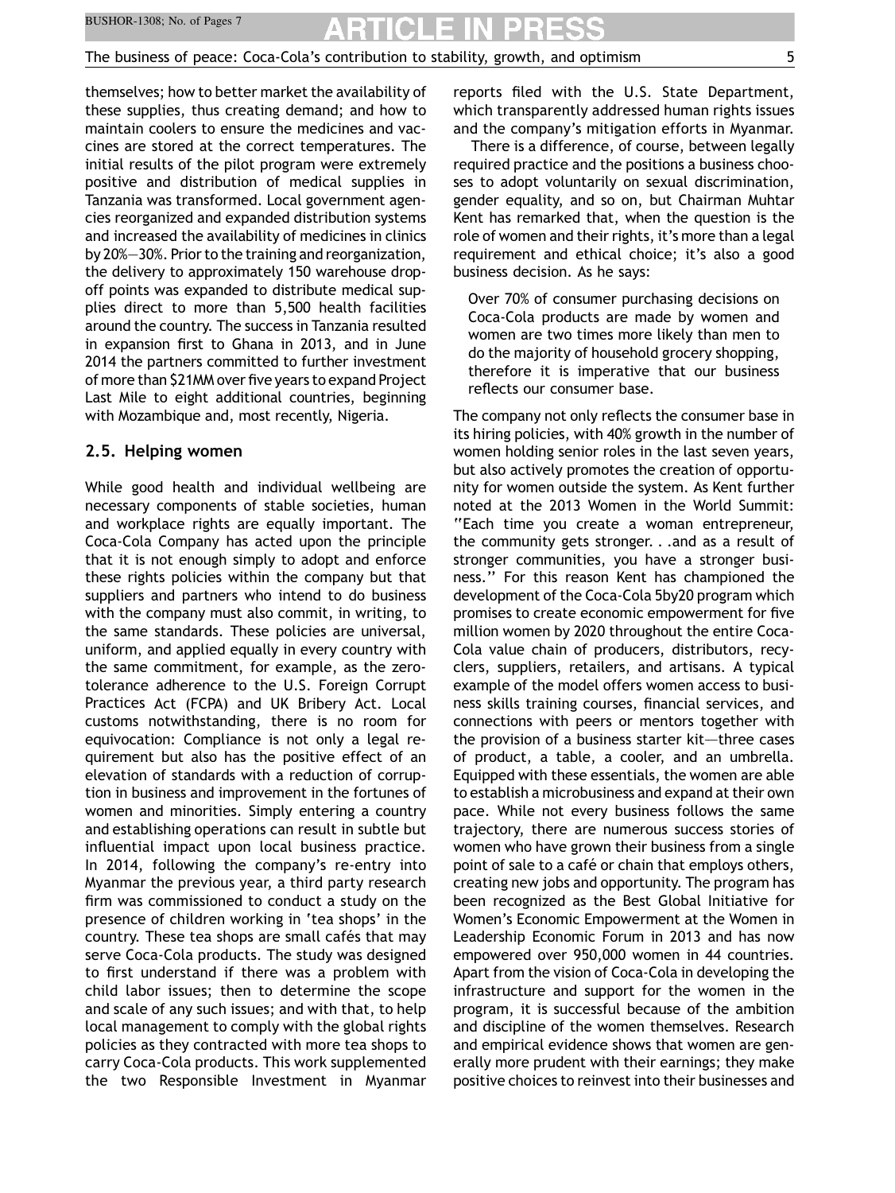themselves; how to better market the availability of these supplies, thus creating demand; and how to maintain coolers to ensure the medicines and vaccines are stored at the correct temperatures. The initial results of the pilot program were extremely positive and distribution of medical supplies in Tanzania was transformed. Local government agencies reorganized and expanded distribution systems and increased the availability of medicines in clinics by 20%–30%. Prior to the training and reorganization, the delivery to approximately 150 warehouse drop-off points was expanded to distribute medical supplies direct to more than 5,500 health facilities around the country. The success in Tanzania resulted in expansion first to Ghana in 2013, and in June 2014 the partners committed to further investment of more than $21MM over five years to expand Project Last Mile to eight additional countries, beginning with Mozambique and, most recently, Nigeria.

### 2.5. Helping women

While good health and individual wellbeing are necessary components of stable societies, human and workplace rights are equally important. The Coca-Cola Company has acted upon the principle that it is not enough simply to adopt and enforce these rights policies within the company but that suppliers and partners who intend to do business with the company must also commit, in writing, to the same standards. These policies are universal, uniform, and applied equally in every country with the same commitment, for example, as the zero-tolerance adherence to the U.S. Foreign Corrupt Practices Act (FCPA) and UK Bribery Act. Local customs notwithstanding, there is no room for equivocation: Compliance is not only a legal requirement but also has the positive effect of an elevation of standards with a reduction of corruption in business and improvement in the fortunes of women and minorities. Simply entering a country and establishing operations can result in subtle but influential impact upon local business practice. In 2014, following the company's re-entry into Myanmar the previous year, a third party research firm was commissioned to conduct a study on the presence of children working in 'tea shops' in the country. These tea shops are small cafés that may serve Coca-Cola products. The study was designed to first understand if there was a problem with child labor issues; then to determine the scope and scale of any such issues; and with that, to help local management to comply with the global rights policies as they contracted with more tea shops to carry Coca-Cola products. This work supplemented the two Responsible Investment in Myanmar reports filed with the U.S. State Department, which transparently addressed human rights issues and the company's mitigation efforts in Myanmar.

There is a difference, of course, between legally required practice and the positions a business chooses to adopt voluntarily on sexual discrimination, gender equality, and so on, but Chairman Muhtar Kent has remarked that, when the question is the role of women and their rights, it's more than a legal requirement and ethical choice; it's also a good business decision. As he says:

> Over 70% of consumer purchasing decisions on Coca-Cola products are made by women and women are two times more likely than men to do the majority of household grocery shopping, therefore it is imperative that our business reflects our consumer base.

The company not only reflects the consumer base in its hiring policies, with 40% growth in the number of women holding senior roles in the last seven years, but also actively promotes the creation of opportunity for women outside the system. As Kent further noted at the 2013 Women in the World Summit: "Each time you create a woman entrepreneur, the community gets stronger. . .and as a result of stronger communities, you have a stronger business." For this reason Kent has championed the development of the Coca-Cola 5by20 program which promises to create economic empowerment for five million women by 2020 throughout the entire Coca-Cola value chain of producers, distributors, recyclers, suppliers, retailers, and artisans. A typical example of the model offers women access to business skills training courses, financial services, and connections with peers or mentors together with the provision of a business starter kit—three cases of product, a table, a cooler, and an umbrella. Equipped with these essentials, the women are able to establish a microbusiness and expand at their own pace. While not every business follows the same trajectory, there are numerous success stories of women who have grown their business from a single point of sale to a café or chain that employs others, creating new jobs and opportunity. The program has been recognized as the Best Global Initiative for Women's Economic Empowerment at the Women in Leadership Economic Forum in 2013 and has now empowered over 950,000 women in 44 countries. Apart from the vision of Coca-Cola in developing the infrastructure and support for the women in the program, it is successful because of the ambition and discipline of the women themselves. Research and empirical evidence shows that women are generally more prudent with their earnings; they make positive choices to reinvest into their businesses and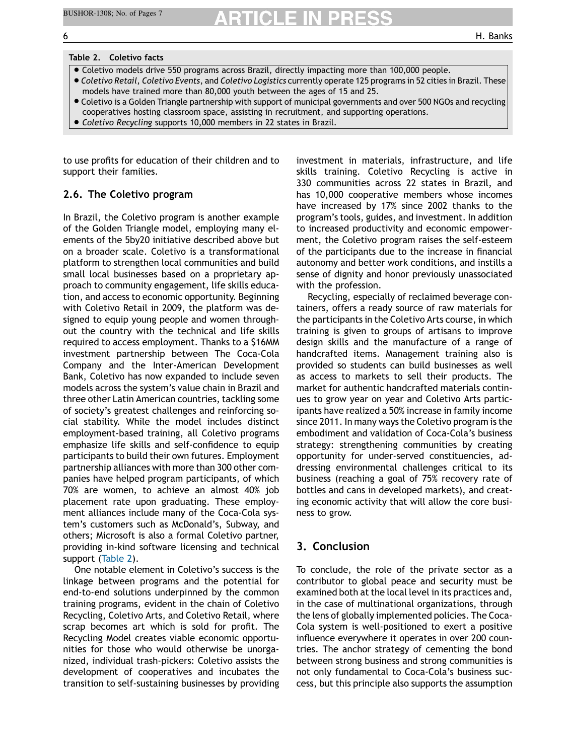**Table 2. Coletivo facts**

- Coletivo models drive 550 programs across Brazil, directly impacting more than 100,000 people.
- *Coletivo Retail*, *Coletivo Events*, and *Coletivo Logistics* currently operate 125 programs in 52 cities in Brazil. These models have trained more than 80,000 youth between the ages of 15 and 25.
- Coletivo is a Golden Triangle partnership with support of municipal governments and over 500 NGOs and recycling cooperatives hosting classroom space, assisting in recruitment, and supporting operations.
- *Coletivo Recycling* supports 10,000 members in 22 states in Brazil.

to use profits for education of their children and to support their families.

### 2.6. The Coletivo program

In Brazil, the Coletivo program is another example of the Golden Triangle model, employing many elements of the 5by20 initiative described above but on a broader scale. Coletivo is a transformational platform to strengthen local communities and build small local businesses based on a proprietary approach to community engagement, life skills education, and access to economic opportunity. Beginning with Coletivo Retail in 2009, the platform was designed to equip young people and women throughout the country with the technical and life skills required to access employment. Thanks to a $16MM investment partnership between The Coca-Cola Company and the Inter-American Development Bank, Coletivo has now expanded to include seven models across the system's value chain in Brazil and three other Latin American countries, tackling some of society's greatest challenges and reinforcing social stability. While the model includes distinct employment-based training, all Coletivo programs emphasize life skills and self-confidence to equip participants to build their own futures. Employment partnership alliances with more than 300 other companies have helped program participants, of which 70% are women, to achieve an almost 40% job placement rate upon graduating. These employment alliances include many of the Coca-Cola system's customers such as McDonald's, Subway, and others; Microsoft is also a formal Coletivo partner, providing in-kind software licensing and technical support (Table 2).

One notable element in Coletivo's success is the linkage between programs and the potential for end-to-end solutions underpinned by the common training programs, evident in the chain of Coletivo Recycling, Coletivo Arts, and Coletivo Retail, where scrap becomes art which is sold for profit. The Recycling Model creates viable economic opportunities for those who would otherwise be unorganized, individual trash-pickers: Coletivo assists the development of cooperatives and incubates the transition to self-sustaining businesses by providing investment in materials, infrastructure, and life skills training. Coletivo Recycling is active in 330 communities across 22 states in Brazil, and has 10,000 cooperative members whose incomes have increased by 17% since 2002 thanks to the program's tools, guides, and investment. In addition to increased productivity and economic empowerment, the Coletivo program raises the self-esteem of the participants due to the increase in financial autonomy and better work conditions, and instills a sense of dignity and honor previously unassociated with the profession.

Recycling, especially of reclaimed beverage containers, offers a ready source of raw materials for the participants in the Coletivo Arts course, in which training is given to groups of artisans to improve design skills and the manufacture of a range of handcrafted items. Management training also is provided so students can build businesses as well as access to markets to sell their products. The market for authentic handcrafted materials continues to grow year on year and Coletivo Arts participants have realized a 50% increase in family income since 2011. In many ways the Coletivo program is the embodiment and validation of Coca-Cola's business strategy: strengthening communities by creating opportunity for under-served constituencies, addressing environmental challenges critical to its business (reaching a goal of 75% recovery rate of bottles and cans in developed markets), and creating economic activity that will allow the core business to grow.

## 3. Conclusion

To conclude, the role of the private sector as a contributor to global peace and security must be examined both at the local level in its practices and, in the case of multinational organizations, through the lens of globally implemented policies. The Coca-Cola system is well-positioned to exert a positive influence everywhere it operates in over 200 countries. The anchor strategy of cementing the bond between strong business and strong communities is not only fundamental to Coca-Cola's business success, but this principle also supports the assumption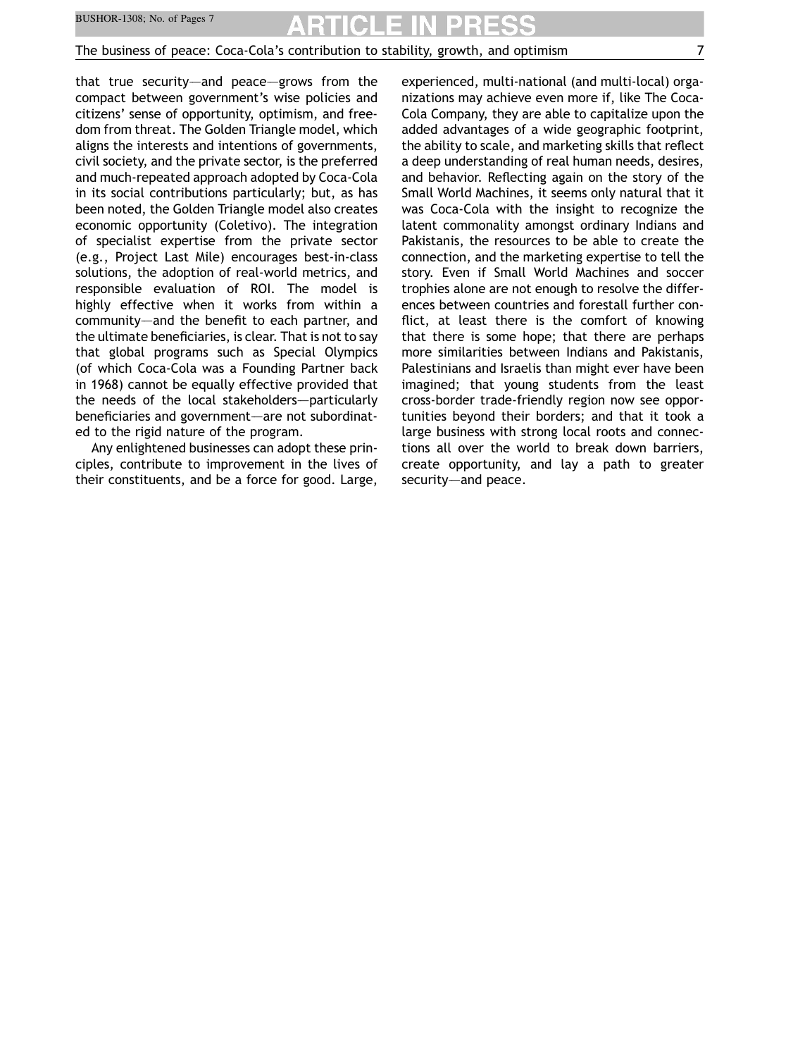that true security—and peace—grows from the compact between government's wise policies and citizens' sense of opportunity, optimism, and freedom from threat. The Golden Triangle model, which aligns the interests and intentions of governments, civil society, and the private sector, is the preferred and much-repeated approach adopted by Coca-Cola in its social contributions particularly; but, as has been noted, the Golden Triangle model also creates economic opportunity (Coletivo). The integration of specialist expertise from the private sector (e.g., Project Last Mile) encourages best-in-class solutions, the adoption of real-world metrics, and responsible evaluation of ROI. The model is highly effective when it works from within a community—and the benefit to each partner, and the ultimate beneficiaries, is clear. That is not to say that global programs such as Special Olympics (of which Coca-Cola was a Founding Partner back in 1968) cannot be equally effective provided that the needs of the local stakeholders—particularly beneficiaries and government—are not subordinated to the rigid nature of the program.

Any enlightened businesses can adopt these principles, contribute to improvement in the lives of their constituents, and be a force for good. Large, experienced, multi-national (and multi-local) organizations may achieve even more if, like The Coca-Cola Company, they are able to capitalize upon the added advantages of a wide geographic footprint, the ability to scale, and marketing skills that reflect a deep understanding of real human needs, desires, and behavior. Reflecting again on the story of the Small World Machines, it seems only natural that it was Coca-Cola with the insight to recognize the latent commonality amongst ordinary Indians and Pakistanis, the resources to be able to create the connection, and the marketing expertise to tell the story. Even if Small World Machines and soccer trophies alone are not enough to resolve the differences between countries and forestall further conflict, at least there is the comfort of knowing that there is some hope; that there are perhaps more similarities between Indians and Pakistanis, Palestinians and Israelis than might ever have been imagined; that young students from the least cross-border trade-friendly region now see opportunities beyond their borders; and that it took a large business with strong local roots and connections all over the world to break down barriers, create opportunity, and lay a path to greater security—and peace.